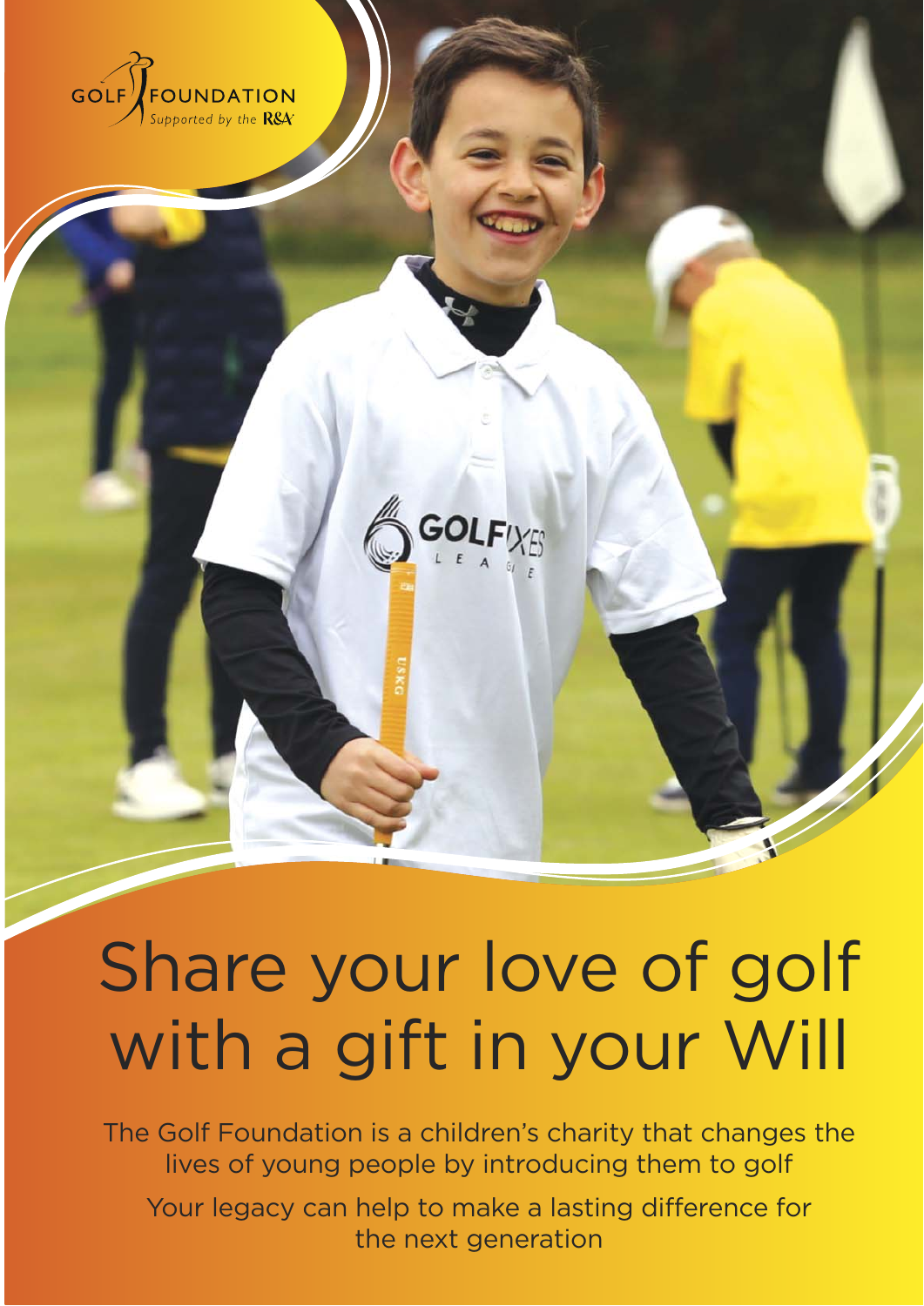GOLF FOUNDATION
*Supported by the R&A*

# Share your love of golf with a gift in your Will

The Golf Foundation is a children's charity that changes the lives of young people by introducing them to golf

Your legacy can help to make a lasting difference for the next generation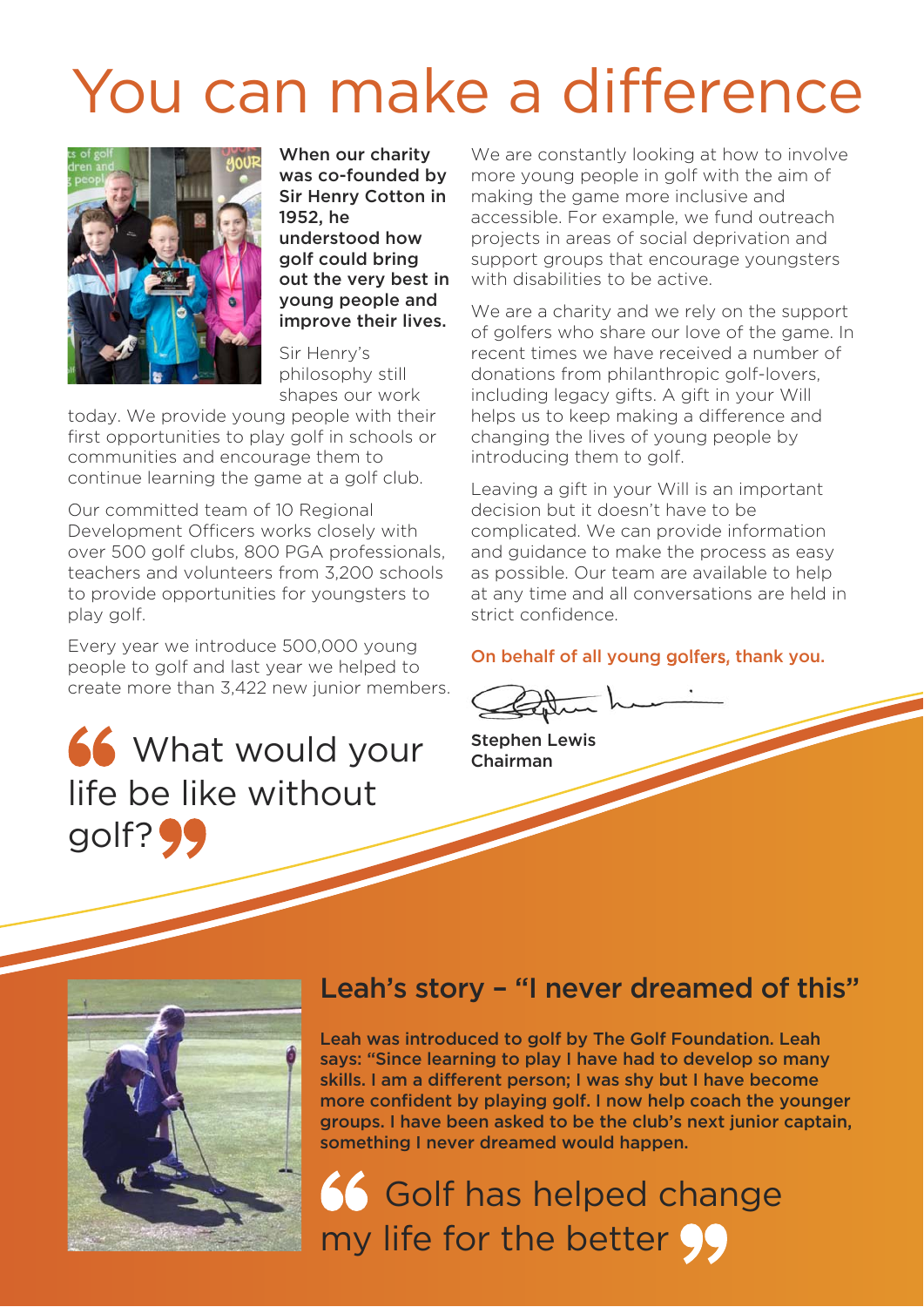# You can make a difference

**When our charity was co-founded by Sir Henry Cotton in 1952, he understood how golf could bring out the very best in young people and improve their lives.**

Sir Henry's philosophy still shapes our work today. We provide young people with their first opportunities to play golf in schools or communities and encourage them to continue learning the game at a golf club.

Our committed team of 10 Regional Development Officers works closely with over 500 golf clubs, 800 PGA professionals, teachers and volunteers from 3,200 schools to provide opportunities for youngsters to play golf.

Every year we introduce 500,000 young people to golf and last year we helped to create more than 3,422 new junior members.

> What would your life be like without golf?

We are constantly looking at how to involve more young people in golf with the aim of making the game more inclusive and accessible. For example, we fund outreach projects in areas of social deprivation and support groups that encourage youngsters with disabilities to be active.

We are a charity and we rely on the support of golfers who share our love of the game. In recent times we have received a number of donations from philanthropic golf-lovers, including legacy gifts. A gift in your Will helps us to keep making a difference and changing the lives of young people by introducing them to golf.

Leaving a gift in your Will is an important decision but it doesn't have to be complicated. We can provide information and guidance to make the process as easy as possible. Our team are available to help at any time and all conversations are held in strict confidence.

**On behalf of all young golfers, thank you.**

**Stephen Lewis**
**Chairman**

## Leah's story – "I never dreamed of this"

**Leah was introduced to golf by The Golf Foundation. Leah says: "Since learning to play I have had to develop so many skills. I am a different person; I was shy but I have become more confident by playing golf. I now help coach the younger groups. I have been asked to be the club's next junior captain, something I never dreamed would happen.**

> Golf has helped change my life for the better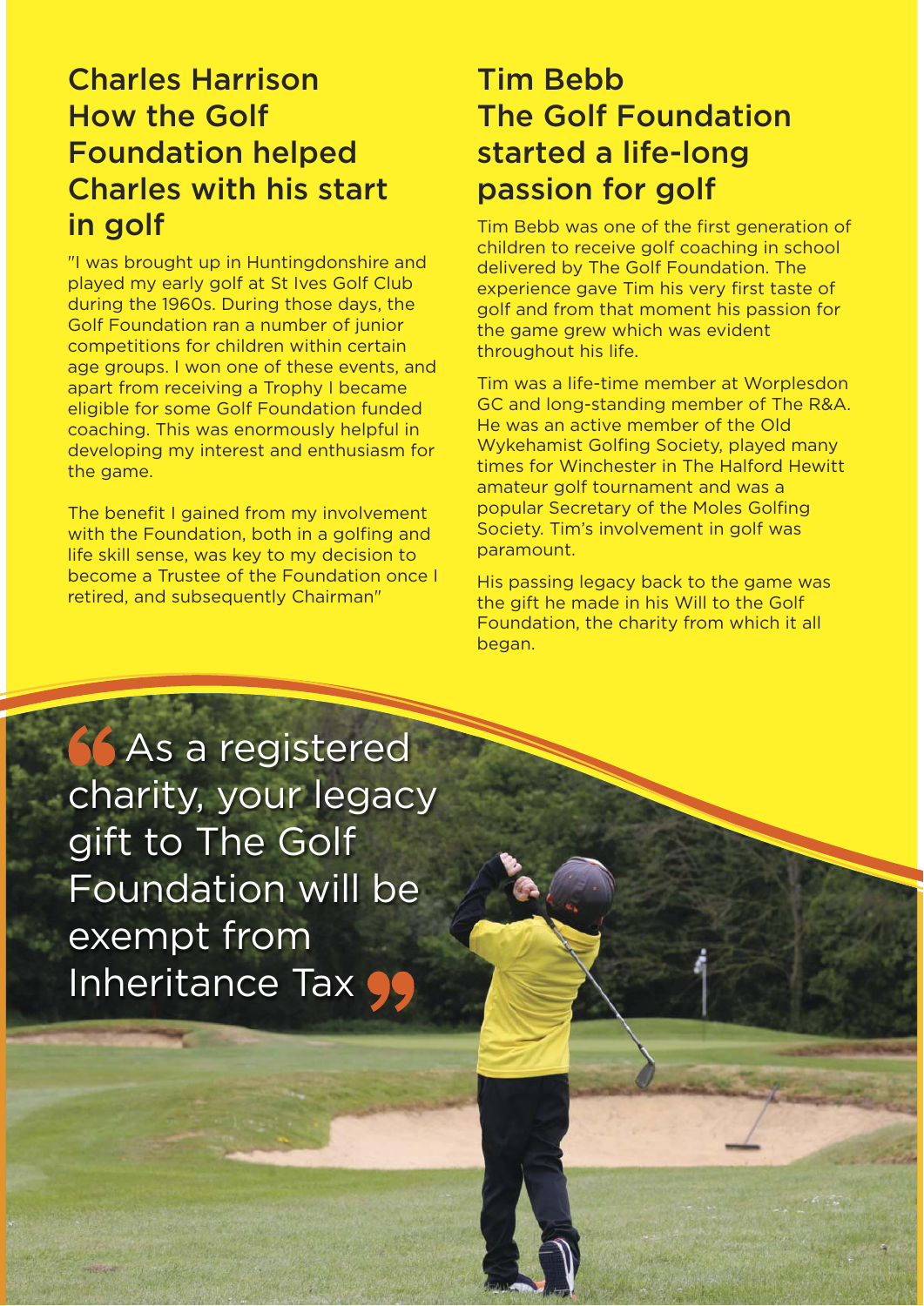## Charles Harrison
## How the Golf Foundation helped Charles with his start in golf

"I was brought up in Huntingdonshire and played my early golf at St Ives Golf Club during the 1960s. During those days, the Golf Foundation ran a number of junior competitions for children within certain age groups. I won one of these events, and apart from receiving a Trophy I became eligible for some Golf Foundation funded coaching. This was enormously helpful in developing my interest and enthusiasm for the game.

The benefit I gained from my involvement with the Foundation, both in a golfing and life skill sense, was key to my decision to become a Trustee of the Foundation once I retired, and subsequently Chairman"

## Tim Bebb
## The Golf Foundation started a life-long passion for golf

Tim Bebb was one of the first generation of children to receive golf coaching in school delivered by The Golf Foundation. The experience gave Tim his very first taste of golf and from that moment his passion for the game grew which was evident throughout his life.

Tim was a life-time member at Worplesdon GC and long-standing member of The R&A. He was an active member of the Old Wykehamist Golfing Society, played many times for Winchester in The Halford Hewitt amateur golf tournament and was a popular Secretary of the Moles Golfing Society. Tim's involvement in golf was paramount.

His passing legacy back to the game was the gift he made in his Will to the Golf Foundation, the charity from which it all began.

> "As a registered charity, your legacy gift to The Golf Foundation will be exempt from Inheritance Tax"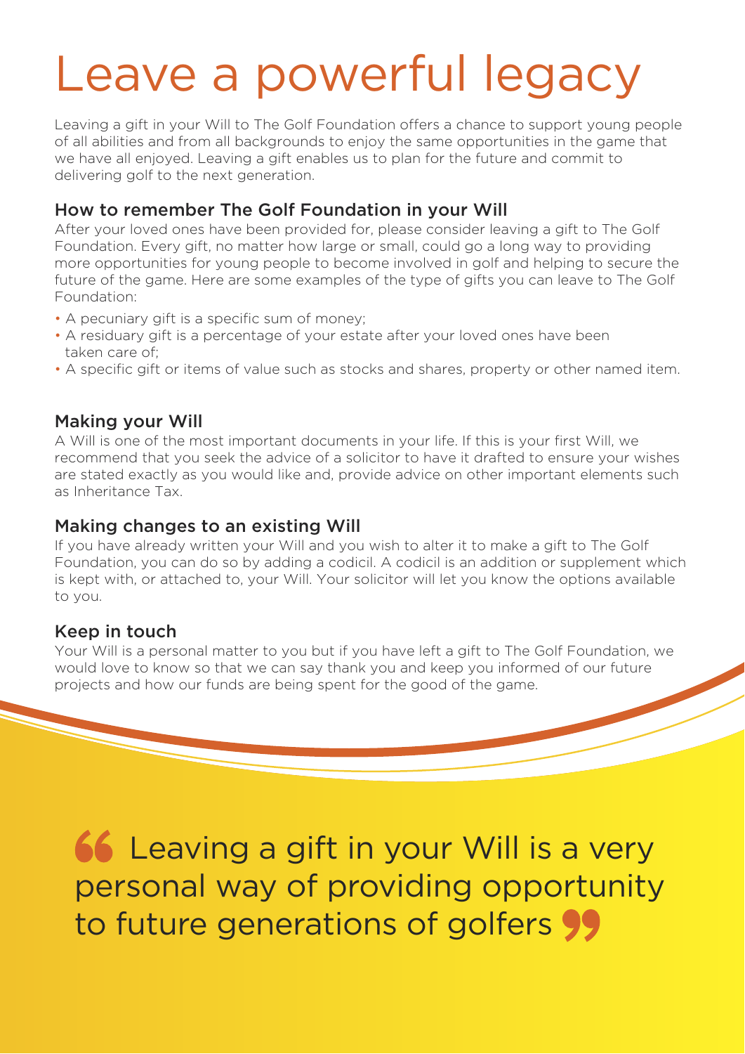# Leave a powerful legacy

Leaving a gift in your Will to The Golf Foundation offers a chance to support young people of all abilities and from all backgrounds to enjoy the same opportunities in the game that we have all enjoyed. Leaving a gift enables us to plan for the future and commit to delivering golf to the next generation.

## How to remember The Golf Foundation in your Will

After your loved ones have been provided for, please consider leaving a gift to The Golf Foundation. Every gift, no matter how large or small, could go a long way to providing more opportunities for young people to become involved in golf and helping to secure the future of the game. Here are some examples of the type of gifts you can leave to The Golf Foundation:

- A pecuniary gift is a specific sum of money;
- A residuary gift is a percentage of your estate after your loved ones have been taken care of;
- A specific gift or items of value such as stocks and shares, property or other named item.

## Making your Will

A Will is one of the most important documents in your life. If this is your first Will, we recommend that you seek the advice of a solicitor to have it drafted to ensure your wishes are stated exactly as you would like and, provide advice on other important elements such as Inheritance Tax.

## Making changes to an existing Will

If you have already written your Will and you wish to alter it to make a gift to The Golf Foundation, you can do so by adding a codicil. A codicil is an addition or supplement which is kept with, or attached to, your Will. Your solicitor will let you know the options available to you.

## Keep in touch

Your Will is a personal matter to you but if you have left a gift to The Golf Foundation, we would love to know so that we can say thank you and keep you informed of our future projects and how our funds are being spent for the good of the game.

> “Leaving a gift in your Will is a very personal way of providing opportunity to future generations of golfers”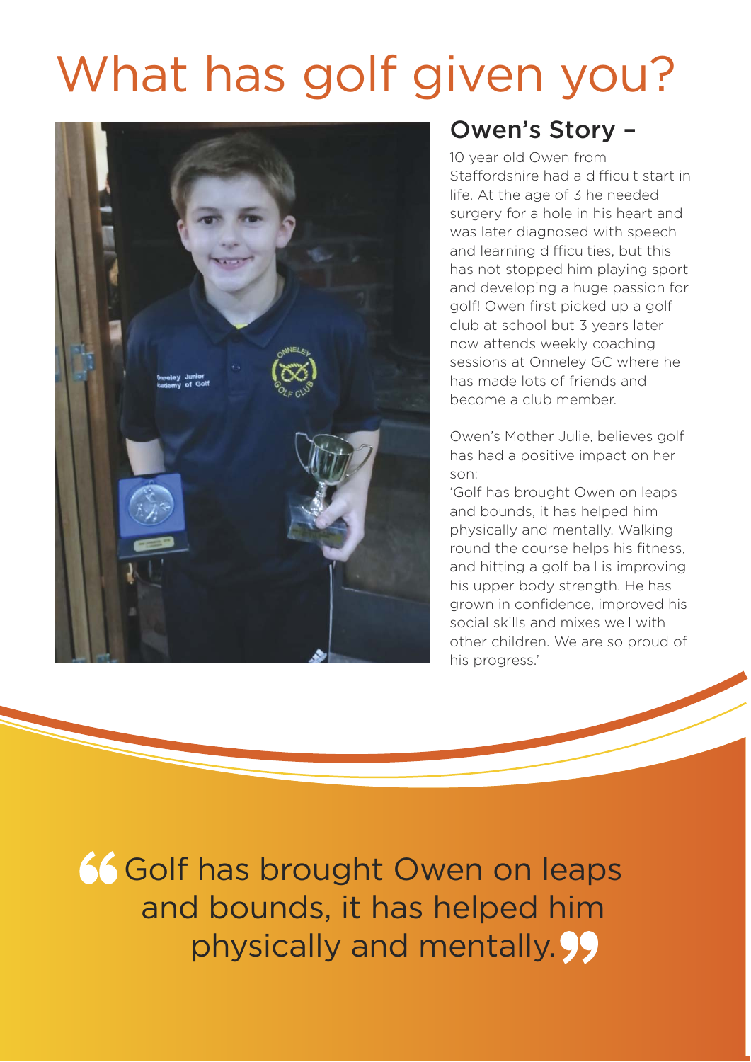# What has golf given you?

## Owen's Story –

10 year old Owen from Staffordshire had a difficult start in life. At the age of 3 he needed surgery for a hole in his heart and was later diagnosed with speech and learning difficulties, but this has not stopped him playing sport and developing a huge passion for golf! Owen first picked up a golf club at school but 3 years later now attends weekly coaching sessions at Onneley GC where he has made lots of friends and become a club member.

Owen's Mother Julie, believes golf has had a positive impact on her son:

'Golf has brought Owen on leaps and bounds, it has helped him physically and mentally. Walking round the course helps his fitness, and hitting a golf ball is improving his upper body strength. He has grown in confidence, improved his social skills and mixes well with other children. We are so proud of his progress.'

> "Golf has brought Owen on leaps and bounds, it has helped him physically and mentally."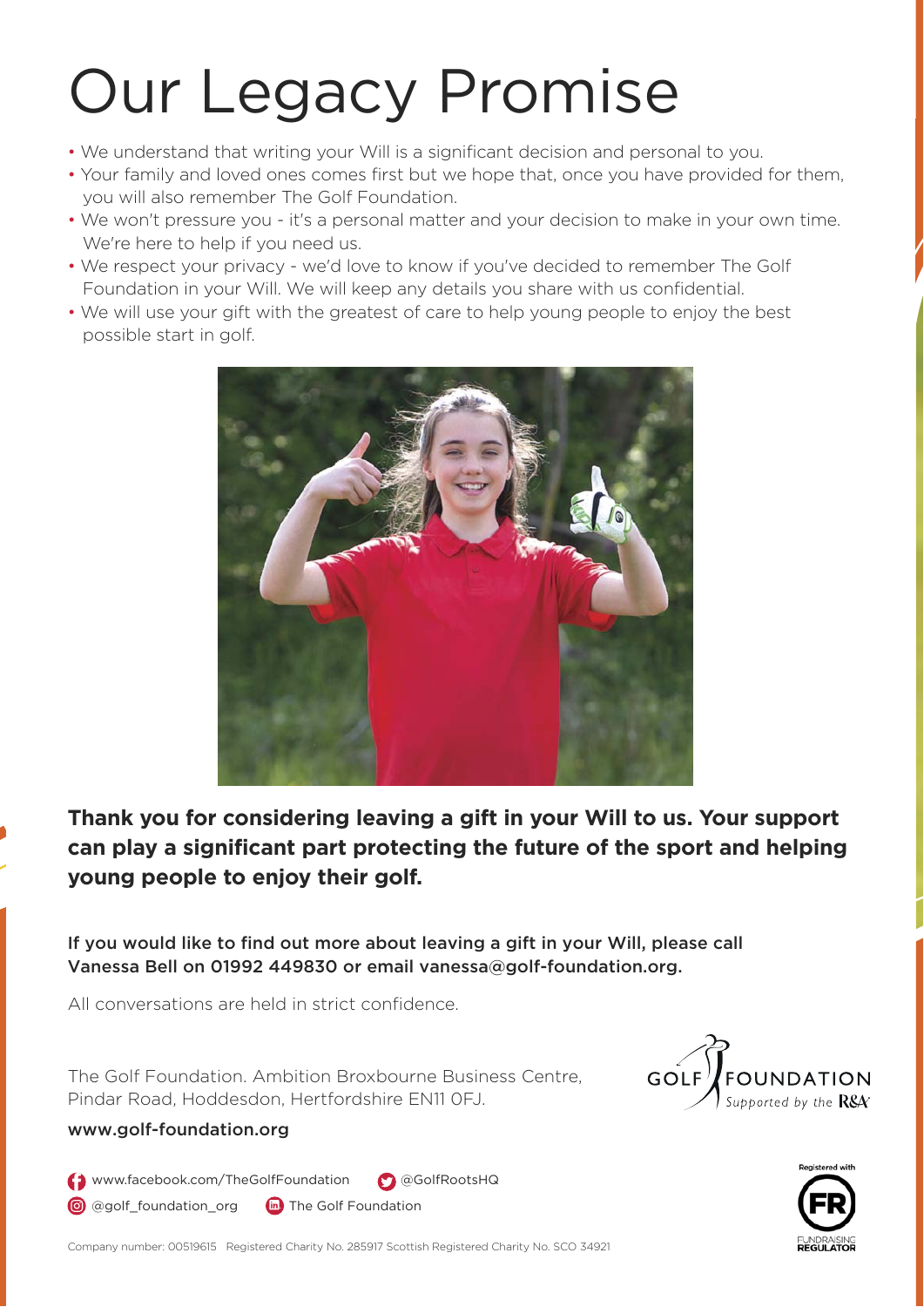# Our Legacy Promise

- We understand that writing your Will is a significant decision and personal to you.
- Your family and loved ones comes first but we hope that, once you have provided for them, you will also remember The Golf Foundation.
- We won't pressure you - it's a personal matter and your decision to make in your own time. We're here to help if you need us.
- We respect your privacy - we'd love to know if you've decided to remember The Golf Foundation in your Will. We will keep any details you share with us confidential.
- We will use your gift with the greatest of care to help young people to enjoy the best possible start in golf.

**Thank you for considering leaving a gift in your Will to us. Your support can play a significant part protecting the future of the sport and helping young people to enjoy their golf.**

If you would like to find out more about leaving a gift in your Will, please call Vanessa Bell on 01992 449830 or email vanessa@golf-foundation.org.

All conversations are held in strict confidence.

The Golf Foundation. Ambition Broxbourne Business Centre, Pindar Road, Hoddesdon, Hertfordshire EN11 0FJ.

www.golf-foundation.org

GOLF FOUNDATION Supported by the R&A

www.facebook.com/TheGolfFoundation

@GolfRootsHQ

@golf_foundation_org

The Golf Foundation

Registered with FR FUNDRAISING REGULATOR

Company number: 00519615 Registered Charity No. 285917 Scottish Registered Charity No. SCO 34921